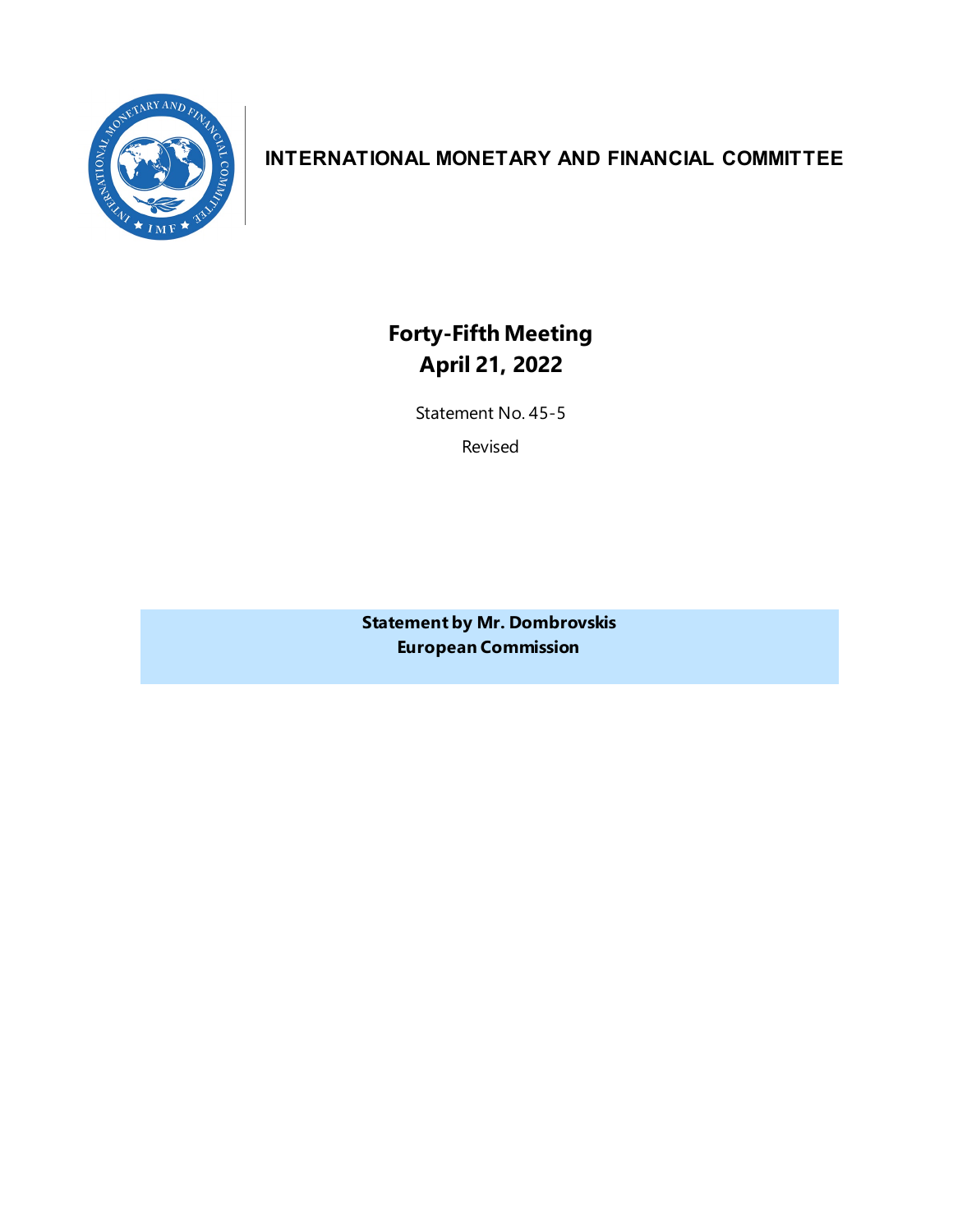**INTERNATIONAL MONETARY AND FINANCIAL COMMITTEE**

# Forty-Fifth Meeting
# April 21, 2022

Statement No. 45-5

Revised

**Statement by Mr. Dombrovskis**
**European Commission**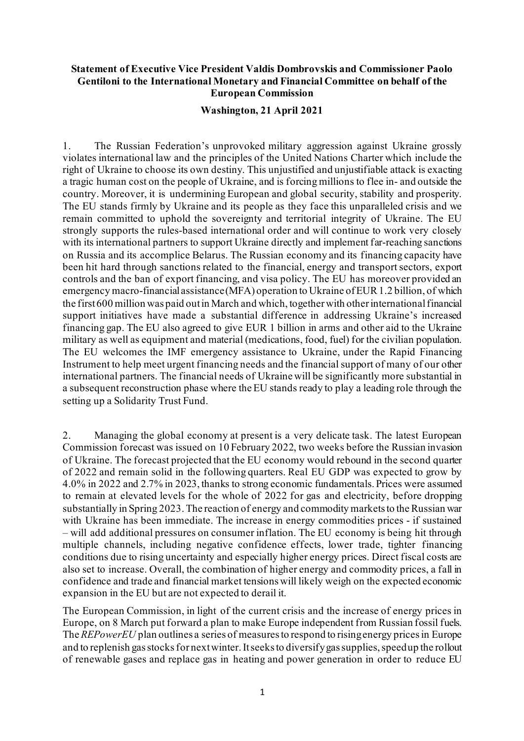**Statement of Executive Vice President Valdis Dombrovskis and Commissioner Paolo Gentiloni to the International Monetary and Financial Committee on behalf of the European Commission**

**Washington, 21 April 2021**

1. The Russian Federation's unprovoked military aggression against Ukraine grossly violates international law and the principles of the United Nations Charter which include the right of Ukraine to choose its own destiny. This unjustified and unjustifiable attack is exacting a tragic human cost on the people of Ukraine, and is forcing millions to flee in- and outside the country. Moreover, it is undermining European and global security, stability and prosperity. The EU stands firmly by Ukraine and its people as they face this unparalleled crisis and we remain committed to uphold the sovereignty and territorial integrity of Ukraine. The EU strongly supports the rules-based international order and will continue to work very closely with its international partners to support Ukraine directly and implement far-reaching sanctions on Russia and its accomplice Belarus. The Russian economy and its financing capacity have been hit hard through sanctions related to the financial, energy and transport sectors, export controls and the ban of export financing, and visa policy. The EU has moreover provided an emergency macro-financial assistance (MFA) operation to Ukraine of EUR 1.2 billion, of which the first 600 million was paid out in March and which, together with other international financial support initiatives have made a substantial difference in addressing Ukraine's increased financing gap. The EU also agreed to give EUR 1 billion in arms and other aid to the Ukraine military as well as equipment and material (medications, food, fuel) for the civilian population. The EU welcomes the IMF emergency assistance to Ukraine, under the Rapid Financing Instrument to help meet urgent financing needs and the financial support of many of our other international partners. The financial needs of Ukraine will be significantly more substantial in a subsequent reconstruction phase where the EU stands ready to play a leading role through the setting up a Solidarity Trust Fund.

2. Managing the global economy at present is a very delicate task. The latest European Commission forecast was issued on 10 February 2022, two weeks before the Russian invasion of Ukraine. The forecast projected that the EU economy would rebound in the second quarter of 2022 and remain solid in the following quarters. Real EU GDP was expected to grow by 4.0% in 2022 and 2.7% in 2023, thanks to strong economic fundamentals. Prices were assumed to remain at elevated levels for the whole of 2022 for gas and electricity, before dropping substantially in Spring 2023. The reaction of energy and commodity markets to the Russian war with Ukraine has been immediate. The increase in energy commodities prices - if sustained – will add additional pressures on consumer inflation. The EU economy is being hit through multiple channels, including negative confidence effects, lower trade, tighter financing conditions due to rising uncertainty and especially higher energy prices. Direct fiscal costs are also set to increase. Overall, the combination of higher energy and commodity prices, a fall in confidence and trade and financial market tensions will likely weigh on the expected economic expansion in the EU but are not expected to derail it.

The European Commission, in light of the current crisis and the increase of energy prices in Europe, on 8 March put forward a plan to make Europe independent from Russian fossil fuels. The *REPowerEU* plan outlines a series of measures to respond to rising energy prices in Europe and to replenish gas stocks for next winter. It seeks to diversify gas supplies, speed up the rollout of renewable gases and replace gas in heating and power generation in order to reduce EU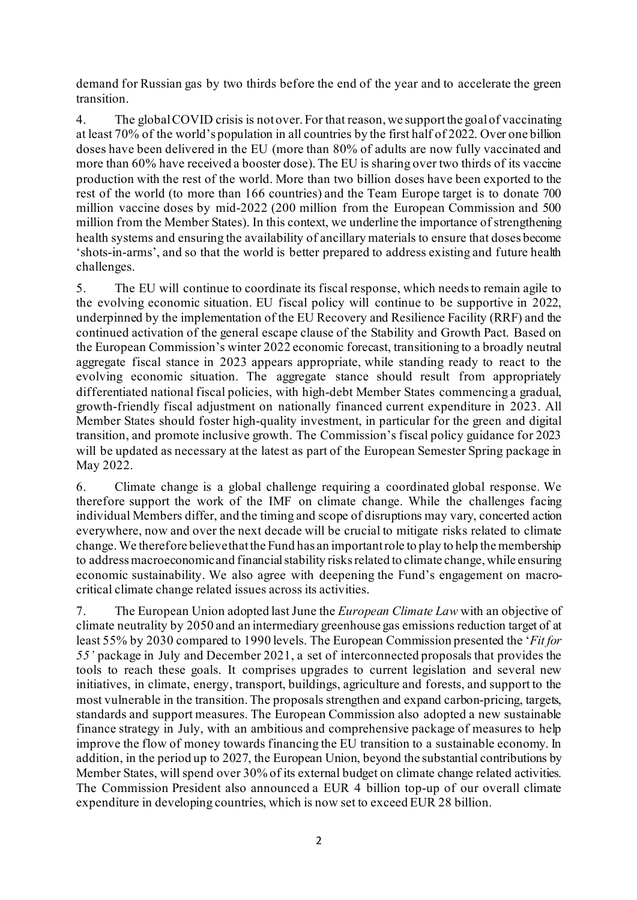demand for Russian gas by two thirds before the end of the year and to accelerate the green transition.

4. The global COVID crisis is not over. For that reason, we support the goal of vaccinating at least 70% of the world's population in all countries by the first half of 2022. Over one billion doses have been delivered in the EU (more than 80% of adults are now fully vaccinated and more than 60% have received a booster dose). The EU is sharing over two thirds of its vaccine production with the rest of the world. More than two billion doses have been exported to the rest of the world (to more than 166 countries) and the Team Europe target is to donate 700 million vaccine doses by mid-2022 (200 million from the European Commission and 500 million from the Member States). In this context, we underline the importance of strengthening health systems and ensuring the availability of ancillary materials to ensure that doses become 'shots-in-arms', and so that the world is better prepared to address existing and future health challenges.

5. The EU will continue to coordinate its fiscal response, which needs to remain agile to the evolving economic situation. EU fiscal policy will continue to be supportive in 2022, underpinned by the implementation of the EU Recovery and Resilience Facility (RRF) and the continued activation of the general escape clause of the Stability and Growth Pact. Based on the European Commission's winter 2022 economic forecast, transitioning to a broadly neutral aggregate fiscal stance in 2023 appears appropriate, while standing ready to react to the evolving economic situation. The aggregate stance should result from appropriately differentiated national fiscal policies, with high-debt Member States commencing a gradual, growth-friendly fiscal adjustment on nationally financed current expenditure in 2023. All Member States should foster high-quality investment, in particular for the green and digital transition, and promote inclusive growth. The Commission's fiscal policy guidance for 2023 will be updated as necessary at the latest as part of the European Semester Spring package in May 2022.

6. Climate change is a global challenge requiring a coordinated global response. We therefore support the work of the IMF on climate change. While the challenges facing individual Members differ, and the timing and scope of disruptions may vary, concerted action everywhere, now and over the next decade will be crucial to mitigate risks related to climate change. We therefore believe that the Fund has an important role to play to help the membership to address macroeconomic and financial stability risks related to climate change, while ensuring economic sustainability. We also agree with deepening the Fund's engagement on macro-critical climate change related issues across its activities.

7. The European Union adopted last June the *European Climate Law* with an objective of climate neutrality by 2050 and an intermediary greenhouse gas emissions reduction target of at least 55% by 2030 compared to 1990 levels. The European Commission presented the '*Fit for 55'* package in July and December 2021, a set of interconnected proposals that provides the tools to reach these goals. It comprises upgrades to current legislation and several new initiatives, in climate, energy, transport, buildings, agriculture and forests, and support to the most vulnerable in the transition. The proposals strengthen and expand carbon-pricing, targets, standards and support measures. The European Commission also adopted a new sustainable finance strategy in July, with an ambitious and comprehensive package of measures to help improve the flow of money towards financing the EU transition to a sustainable economy. In addition, in the period up to 2027, the European Union, beyond the substantial contributions by Member States, will spend over 30% of its external budget on climate change related activities. The Commission President also announced a EUR 4 billion top-up of our overall climate expenditure in developing countries, which is now set to exceed EUR 28 billion.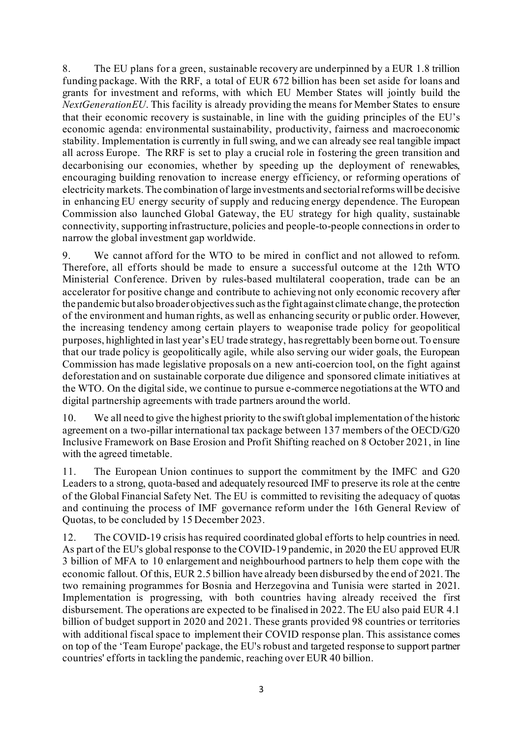8. The EU plans for a green, sustainable recovery are underpinned by a EUR 1.8 trillion funding package. With the RRF, a total of EUR 672 billion has been set aside for loans and grants for investment and reforms, with which EU Member States will jointly build the *NextGenerationEU*. This facility is already providing the means for Member States to ensure that their economic recovery is sustainable, in line with the guiding principles of the EU's economic agenda: environmental sustainability, productivity, fairness and macroeconomic stability. Implementation is currently in full swing, and we can already see real tangible impact all across Europe. The RRF is set to play a crucial role in fostering the green transition and decarbonising our economies, whether by speeding up the deployment of renewables, encouraging building renovation to increase energy efficiency, or reforming operations of electricity markets. The combination of large investments and sectorial reforms will be decisive in enhancing EU energy security of supply and reducing energy dependence. The European Commission also launched Global Gateway, the EU strategy for high quality, sustainable connectivity, supporting infrastructure, policies and people-to-people connections in order to narrow the global investment gap worldwide.

9. We cannot afford for the WTO to be mired in conflict and not allowed to reform. Therefore, all efforts should be made to ensure a successful outcome at the 12th WTO Ministerial Conference. Driven by rules-based multilateral cooperation, trade can be an accelerator for positive change and contribute to achieving not only economic recovery after the pandemic but also broader objectives such as the fight against climate change, the protection of the environment and human rights, as well as enhancing security or public order. However, the increasing tendency among certain players to weaponise trade policy for geopolitical purposes, highlighted in last year's EU trade strategy, has regrettably been borne out. To ensure that our trade policy is geopolitically agile, while also serving our wider goals, the European Commission has made legislative proposals on a new anti-coercion tool, on the fight against deforestation and on sustainable corporate due diligence and sponsored climate initiatives at the WTO. On the digital side, we continue to pursue e-commerce negotiations at the WTO and digital partnership agreements with trade partners around the world.

10. We all need to give the highest priority to the swift global implementation of the historic agreement on a two-pillar international tax package between 137 members of the OECD/G20 Inclusive Framework on Base Erosion and Profit Shifting reached on 8 October 2021, in line with the agreed timetable.

11. The European Union continues to support the commitment by the IMFC and G20 Leaders to a strong, quota-based and adequately resourced IMF to preserve its role at the centre of the Global Financial Safety Net. The EU is committed to revisiting the adequacy of quotas and continuing the process of IMF governance reform under the 16th General Review of Quotas, to be concluded by 15 December 2023.

12. The COVID-19 crisis has required coordinated global efforts to help countries in need. As part of the EU's global response to the COVID-19 pandemic, in 2020 the EU approved EUR 3 billion of MFA to 10 enlargement and neighbourhood partners to help them cope with the economic fallout. Of this, EUR 2.5 billion have already been disbursed by the end of 2021. The two remaining programmes for Bosnia and Herzegovina and Tunisia were started in 2021. Implementation is progressing, with both countries having already received the first disbursement. The operations are expected to be finalised in 2022. The EU also paid EUR 4.1 billion of budget support in 2020 and 2021. These grants provided 98 countries or territories with additional fiscal space to implement their COVID response plan. This assistance comes on top of the 'Team Europe' package, the EU's robust and targeted response to support partner countries' efforts in tackling the pandemic, reaching over EUR 40 billion.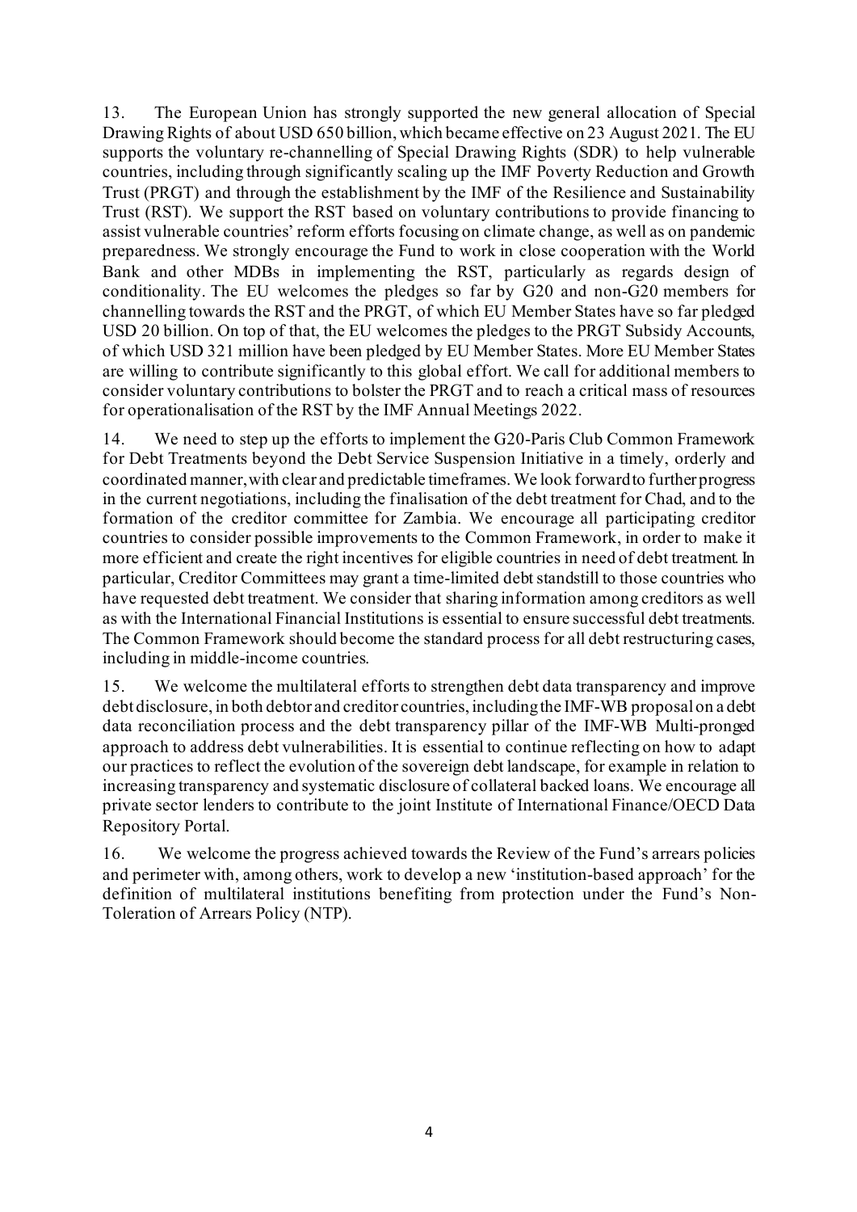13. The European Union has strongly supported the new general allocation of Special Drawing Rights of about USD 650 billion, which became effective on 23 August 2021. The EU supports the voluntary re-channelling of Special Drawing Rights (SDR) to help vulnerable countries, including through significantly scaling up the IMF Poverty Reduction and Growth Trust (PRGT) and through the establishment by the IMF of the Resilience and Sustainability Trust (RST). We support the RST based on voluntary contributions to provide financing to assist vulnerable countries' reform efforts focusing on climate change, as well as on pandemic preparedness. We strongly encourage the Fund to work in close cooperation with the World Bank and other MDBs in implementing the RST, particularly as regards design of conditionality. The EU welcomes the pledges so far by G20 and non-G20 members for channelling towards the RST and the PRGT, of which EU Member States have so far pledged USD 20 billion. On top of that, the EU welcomes the pledges to the PRGT Subsidy Accounts, of which USD 321 million have been pledged by EU Member States. More EU Member States are willing to contribute significantly to this global effort. We call for additional members to consider voluntary contributions to bolster the PRGT and to reach a critical mass of resources for operationalisation of the RST by the IMF Annual Meetings 2022.

14. We need to step up the efforts to implement the G20-Paris Club Common Framework for Debt Treatments beyond the Debt Service Suspension Initiative in a timely, orderly and coordinated manner, with clear and predictable timeframes. We look forward to further progress in the current negotiations, including the finalisation of the debt treatment for Chad, and to the formation of the creditor committee for Zambia. We encourage all participating creditor countries to consider possible improvements to the Common Framework, in order to make it more efficient and create the right incentives for eligible countries in need of debt treatment. In particular, Creditor Committees may grant a time-limited debt standstill to those countries who have requested debt treatment. We consider that sharing information among creditors as well as with the International Financial Institutions is essential to ensure successful debt treatments. The Common Framework should become the standard process for all debt restructuring cases, including in middle-income countries.

15. We welcome the multilateral efforts to strengthen debt data transparency and improve debt disclosure, in both debtor and creditor countries, including the IMF-WB proposal on a debt data reconciliation process and the debt transparency pillar of the IMF-WB Multi-pronged approach to address debt vulnerabilities. It is essential to continue reflecting on how to adapt our practices to reflect the evolution of the sovereign debt landscape, for example in relation to increasing transparency and systematic disclosure of collateral backed loans. We encourage all private sector lenders to contribute to the joint Institute of International Finance/OECD Data Repository Portal.

16. We welcome the progress achieved towards the Review of the Fund's arrears policies and perimeter with, among others, work to develop a new 'institution-based approach' for the definition of multilateral institutions benefiting from protection under the Fund's Non-Toleration of Arrears Policy (NTP).